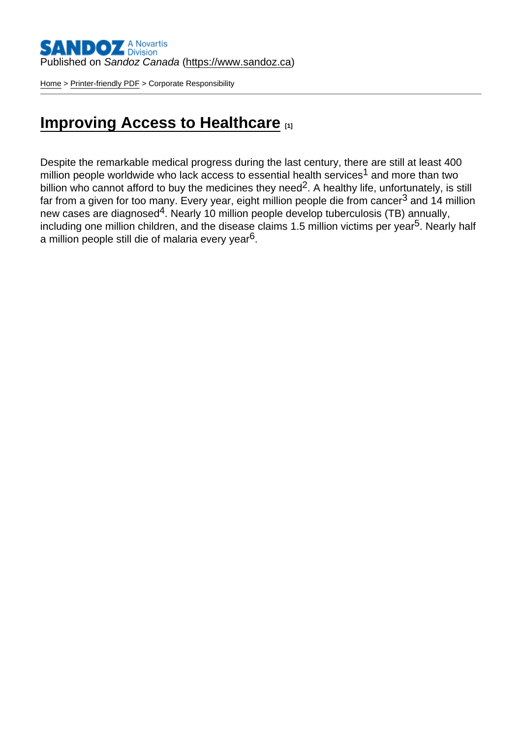Published on *Sandoz Canada* (https://www.sandoz.ca)

Home > Printer-friendly PDF > Corporate Responsibility

# Improving Access to Healthcare [1]

Despite the remarkable medical progress during the last century, there are still at least 400 million people worldwide who lack access to essential health services[1] and more than two billion who cannot afford to buy the medicines they need[2]. A healthy life, unfortunately, is still far from a given for too many. Every year, eight million people die from cancer[3] and 14 million new cases are diagnosed[4]. Nearly 10 million people develop tuberculosis (TB) annually, including one million children, and the disease claims 1.5 million victims per year[5]. Nearly half a million people still die of malaria every year[6].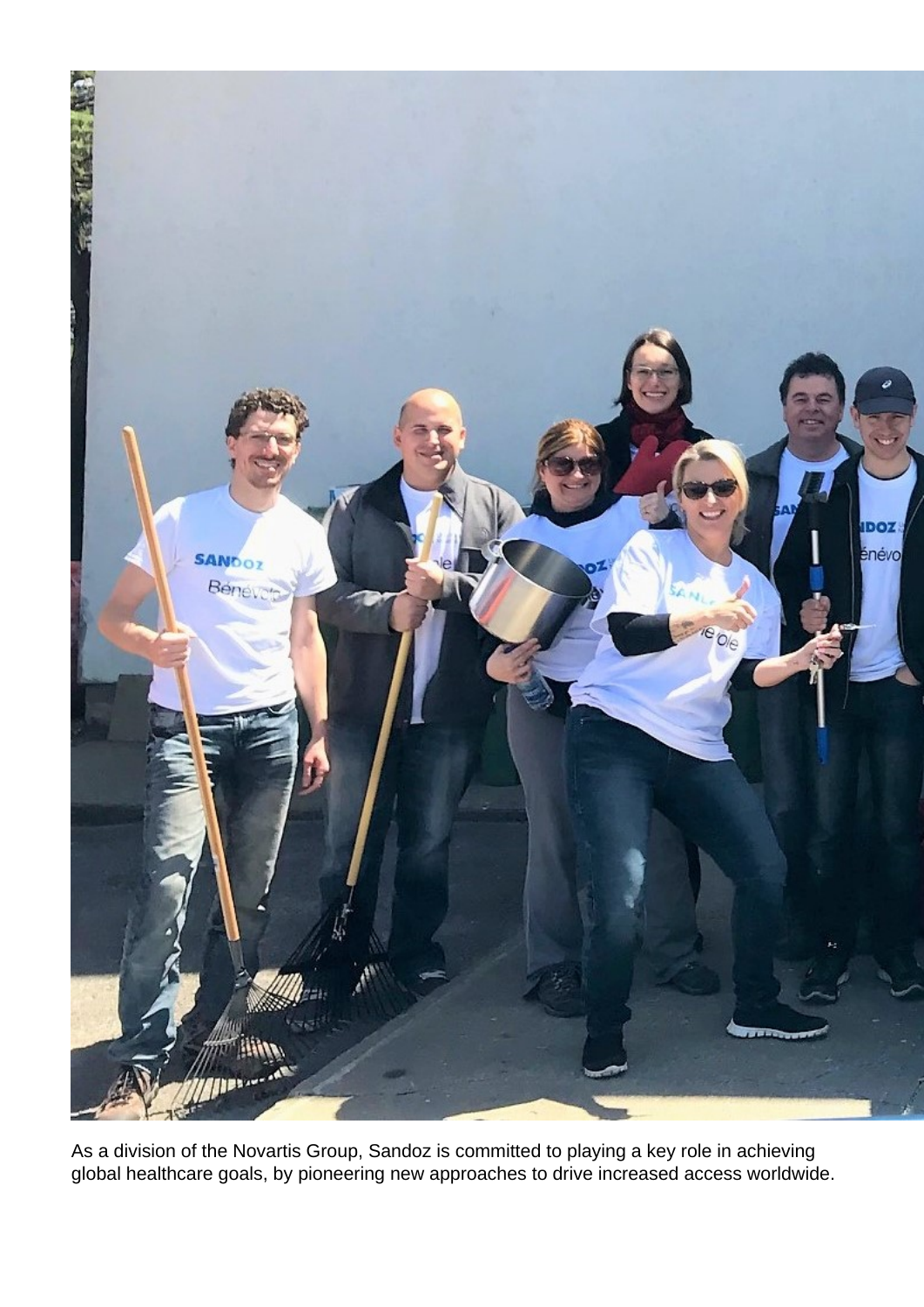As a division of the Novartis Group, Sandoz is committed to playing a key role in achieving global healthcare goals, by pioneering new approaches to drive increased access worldwide.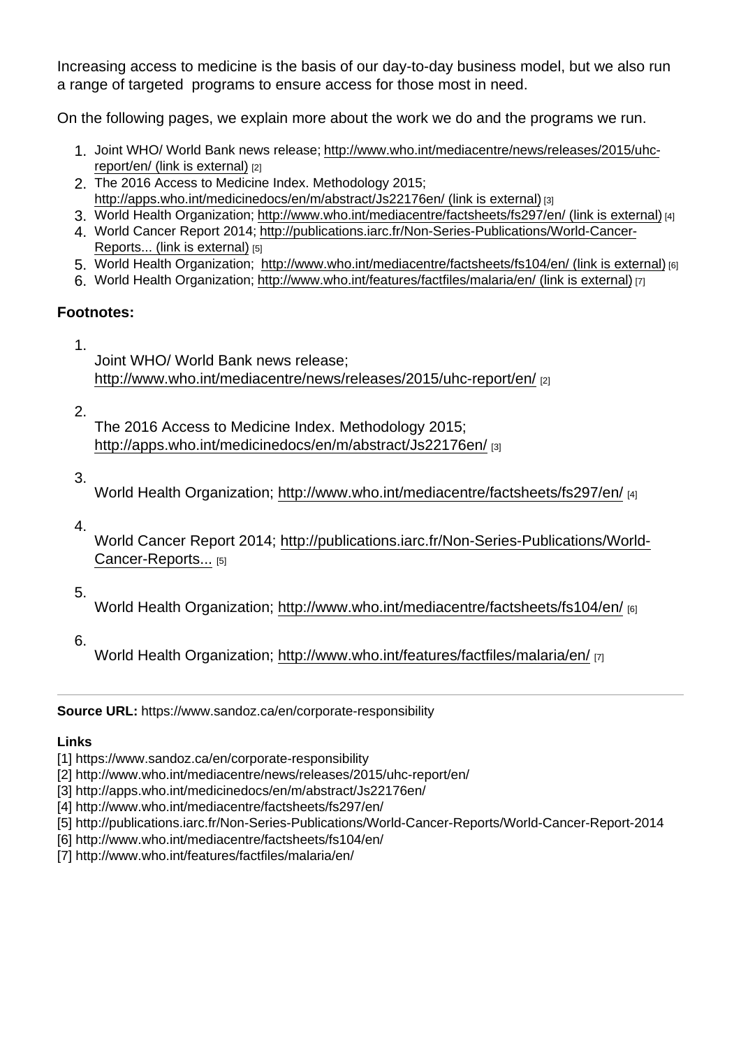Increasing access to medicine is the basis of our day-to-day business model, but we also run a range of targeted programs to ensure access for those most in need.

On the following pages, we explain more about the work we do and the programs we run.

1. Joint WHO/ World Bank news release; http://www.who.int/mediacentre/news/releases/2015/uhc-report/en/ (link is external) [2]
2. The 2016 Access to Medicine Index. Methodology 2015; http://apps.who.int/medicinedocs/en/m/abstract/Js22176en/ (link is external) [3]
3. World Health Organization; http://www.who.int/mediacentre/factsheets/fs297/en/ (link is external) [4]
4. World Cancer Report 2014; http://publications.iarc.fr/Non-Series-Publications/World-Cancer-Reports... (link is external) [5]
5. World Health Organization; http://www.who.int/mediacentre/factsheets/fs104/en/ (link is external) [6]
6. World Health Organization; http://www.who.int/features/factfiles/malaria/en/ (link is external) [7]

**Footnotes:**

1. Joint WHO/ World Bank news release; http://www.who.int/mediacentre/news/releases/2015/uhc-report/en/ [2]

2. The 2016 Access to Medicine Index. Methodology 2015; http://apps.who.int/medicinedocs/en/m/abstract/Js22176en/ [3]

3. World Health Organization; http://www.who.int/mediacentre/factsheets/fs297/en/ [4]

4. World Cancer Report 2014; http://publications.iarc.fr/Non-Series-Publications/World-Cancer-Reports... [5]

5. World Health Organization; http://www.who.int/mediacentre/factsheets/fs104/en/ [6]

6. World Health Organization; http://www.who.int/features/factfiles/malaria/en/ [7]

---

**Source URL:** https://www.sandoz.ca/en/corporate-responsibility

**Links**
[1] https://www.sandoz.ca/en/corporate-responsibility
[2] http://www.who.int/mediacentre/news/releases/2015/uhc-report/en/
[3] http://apps.who.int/medicinedocs/en/m/abstract/Js22176en/
[4] http://www.who.int/mediacentre/factsheets/fs297/en/
[5] http://publications.iarc.fr/Non-Series-Publications/World-Cancer-Reports/World-Cancer-Report-2014
[6] http://www.who.int/mediacentre/factsheets/fs104/en/
[7] http://www.who.int/features/factfiles/malaria/en/